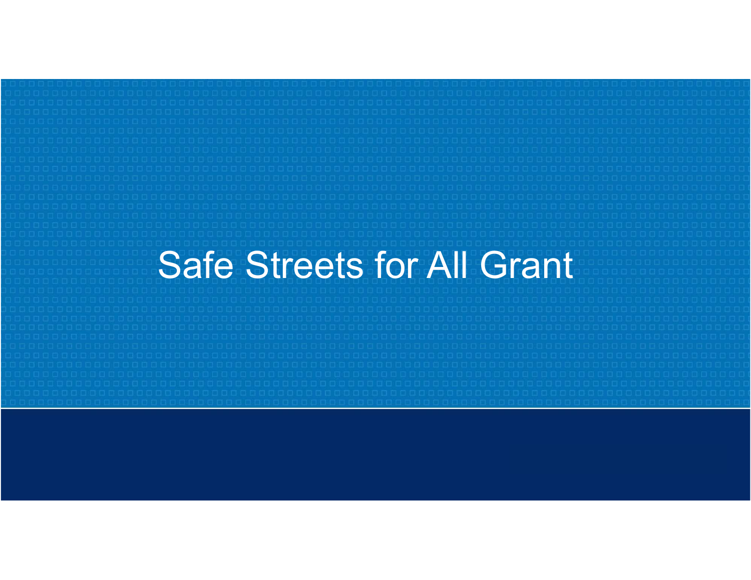# Safe Streets for All Grant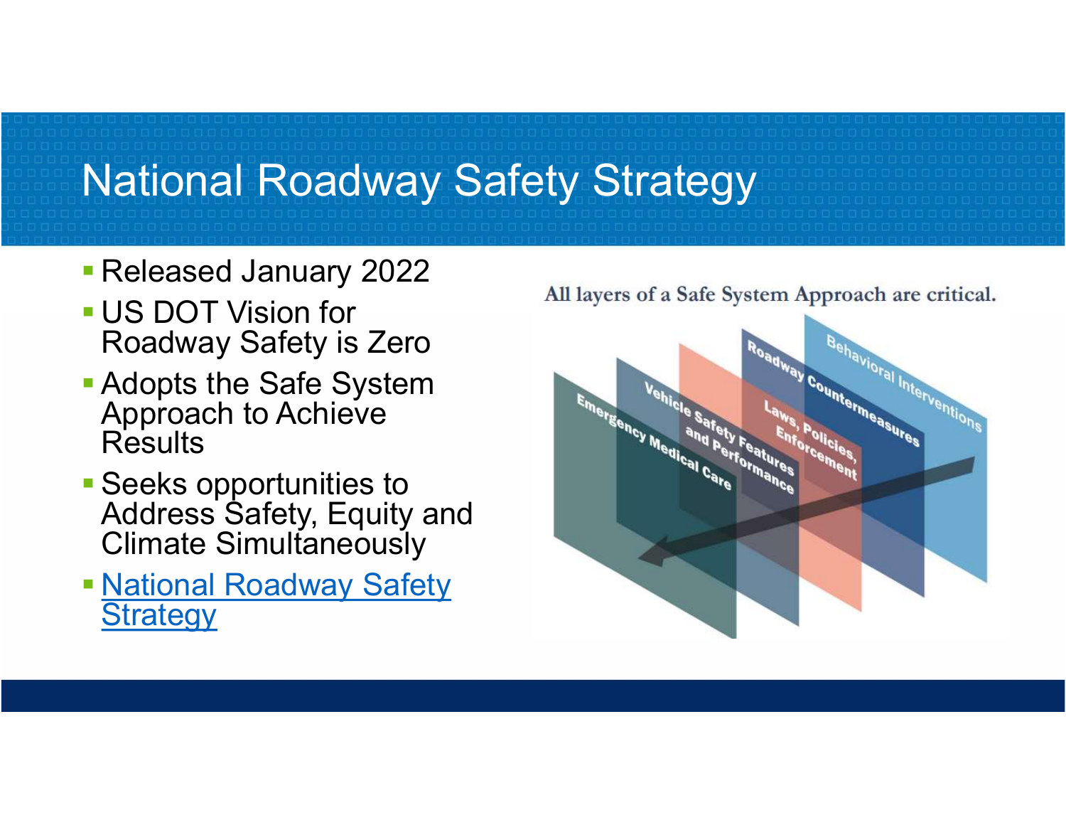# National Roadway Safety Strategy

- Released January 2022
- US DOT Vision for Roadway Safety is Zero
- Adopts the Safe System Approach to Achieve Results
- Seeks opportunities to Address Safety, Equity and Climate Simultaneously
- National Roadway Safety Strategy

All layers of a Safe System Approach are critical.

Behavioral Interventions

Roadway Countermeasures

Laws, Policies, Enforcement

Vehicle Safety Features and Performance

Emergency Medical Care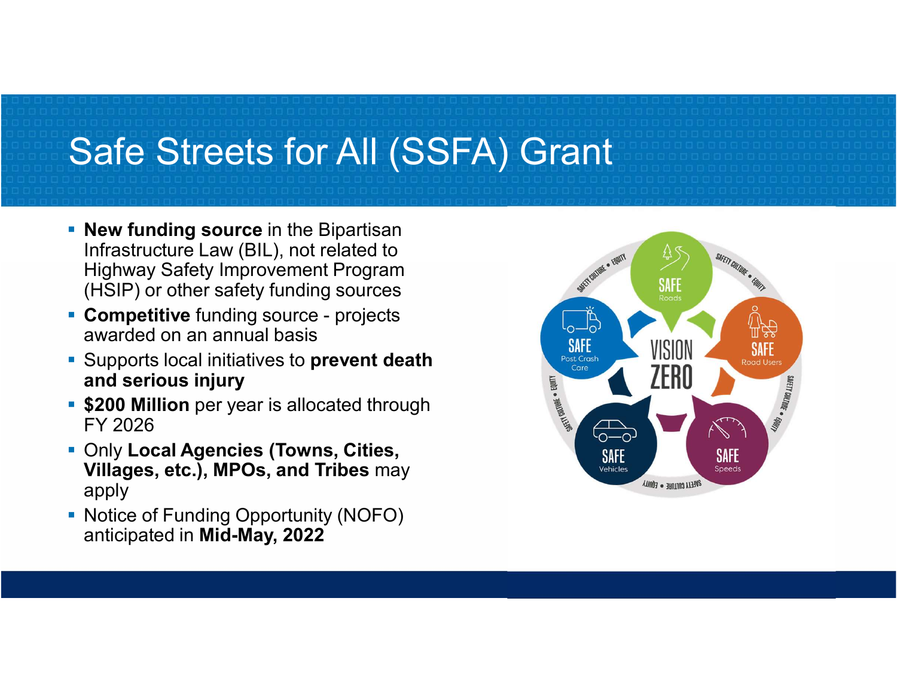# Safe Streets for All (SSFA) Grant

- **New funding source** in the Bipartisan Infrastructure Law (BIL), not related to Highway Safety Improvement Program (HSIP) or other safety funding sources
- **Competitive** funding source - projects awarded on an annual basis
- Supports local initiatives to **prevent death and serious injury**
- **$200 Million** per year is allocated through FY 2026
- Only **Local Agencies (Towns, Cities, Villages, etc.), MPOs, and Tribes** may apply
- Notice of Funding Opportunity (NOFO) anticipated in **Mid-May, 2022**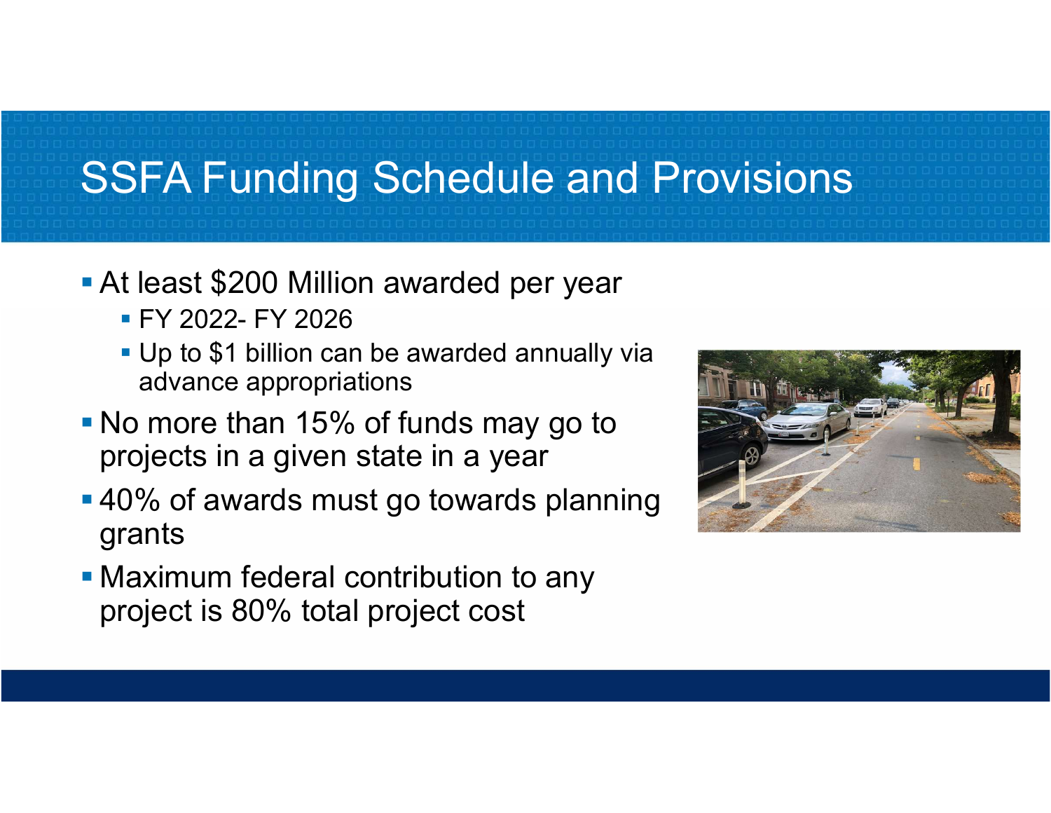# SSFA Funding Schedule and Provisions

- At least $200 Million awarded per year
  - FY 2022- FY 2026
  - Up to $1 billion can be awarded annually via advance appropriations
- No more than 15% of funds may go to projects in a given state in a year
- 40% of awards must go towards planning grants
- Maximum federal contribution to any project is 80% total project cost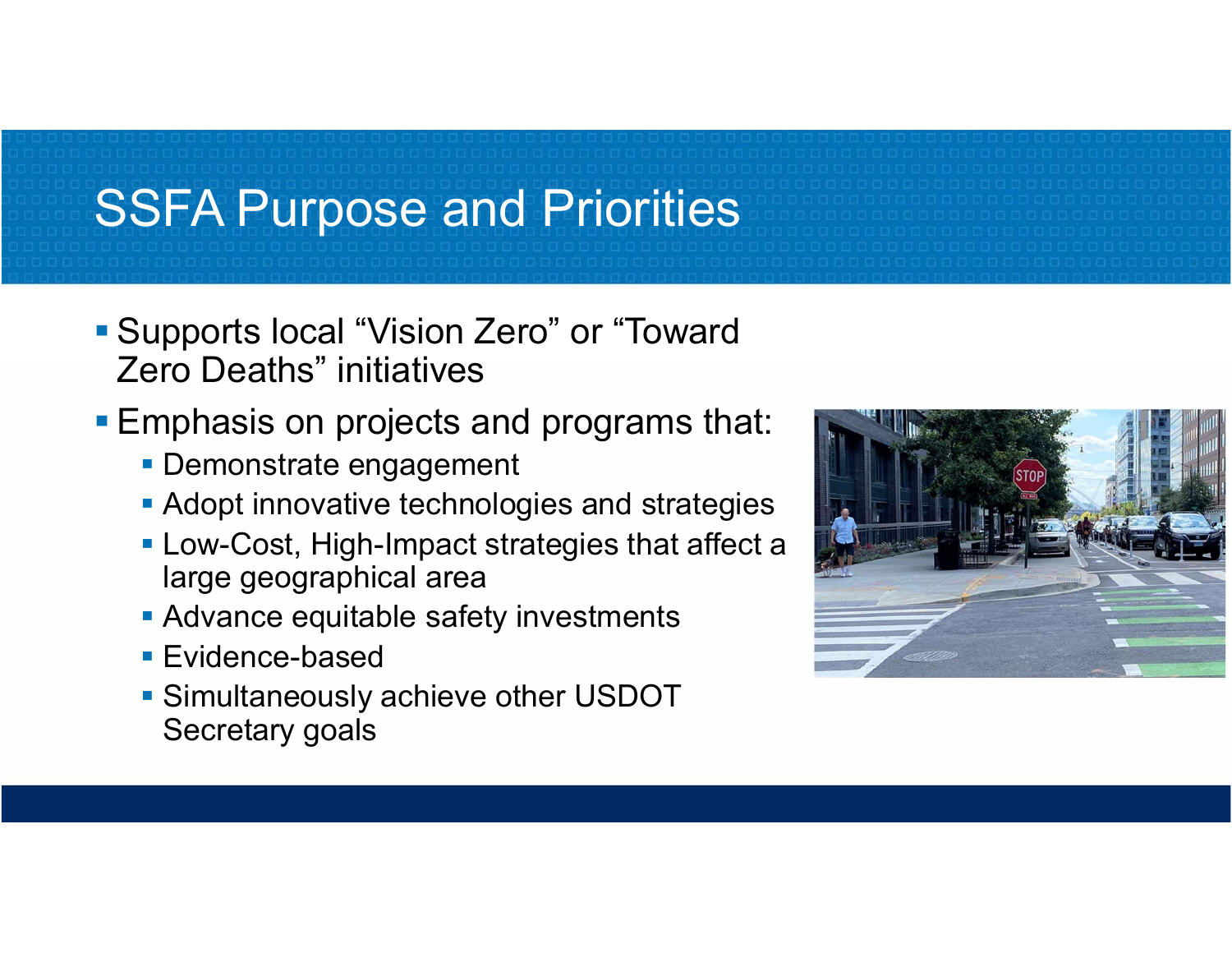# SSFA Purpose and Priorities

- Supports local "Vision Zero" or "Toward Zero Deaths" initiatives
- Emphasis on projects and programs that:
  - Demonstrate engagement
  - Adopt innovative technologies and strategies
  - Low-Cost, High-Impact strategies that affect a large geographical area
  - Advance equitable safety investments
  - Evidence-based
  - Simultaneously achieve other USDOT Secretary goals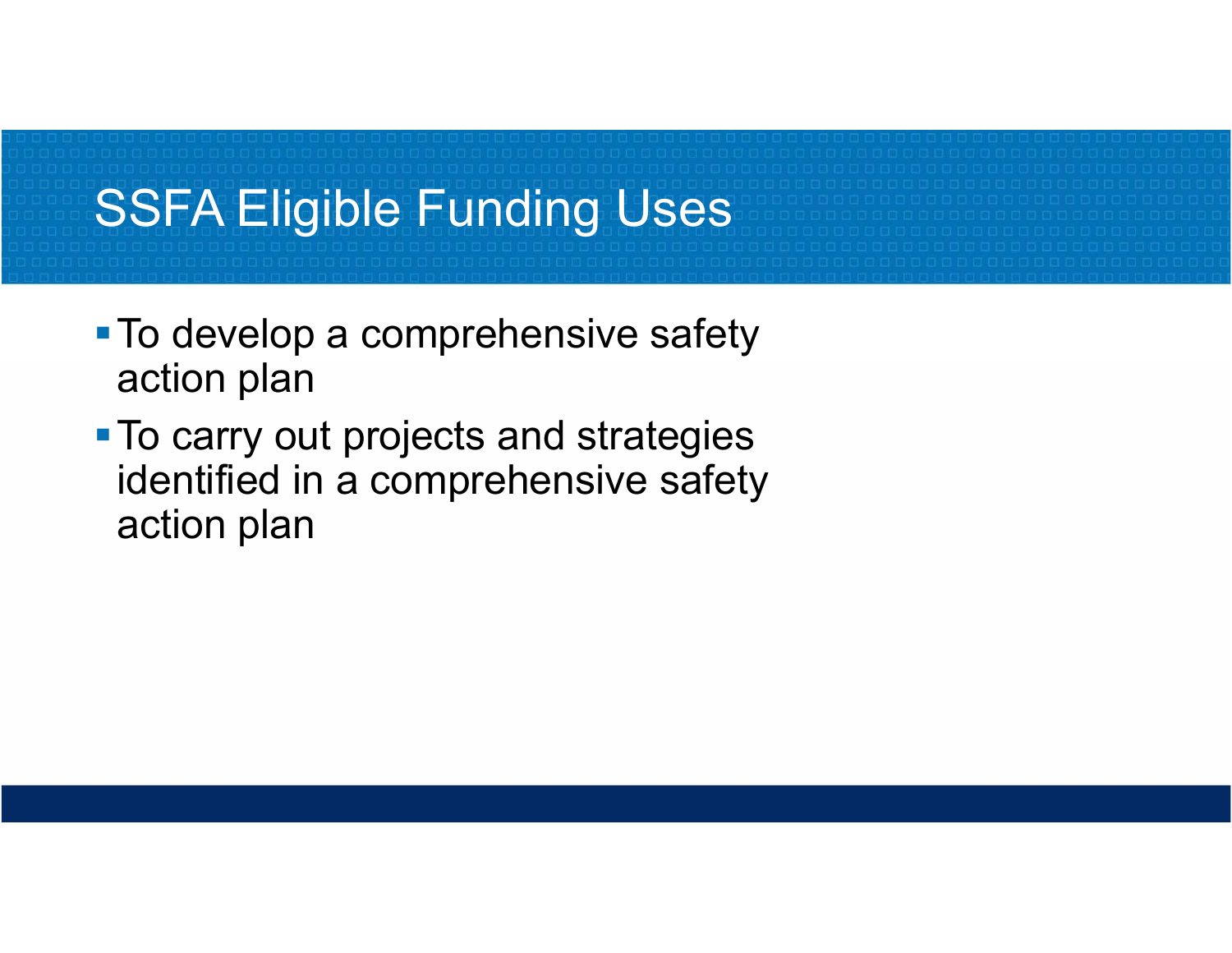# SSFA Eligible Funding Uses

- To develop a comprehensive safety action plan
- To carry out projects and strategies identified in a comprehensive safety action plan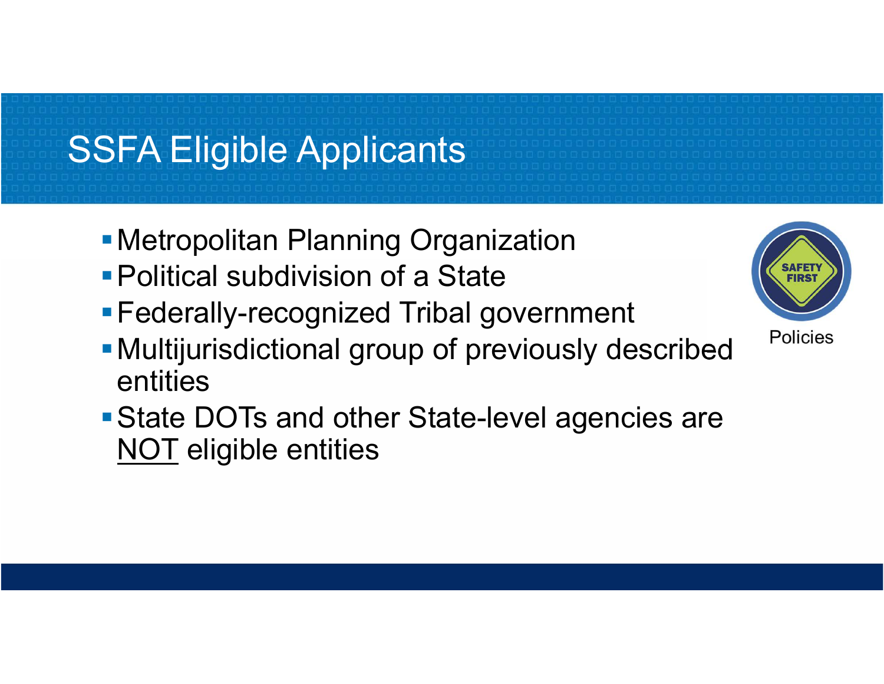# SSFA Eligible Applicants

- Metropolitan Planning Organization
- Political subdivision of a State
- Federally-recognized Tribal government
- Multijurisdictional group of previously described entities
- State DOTs and other State-level agencies are NOT eligible entities

SAFETY FIRST

Policies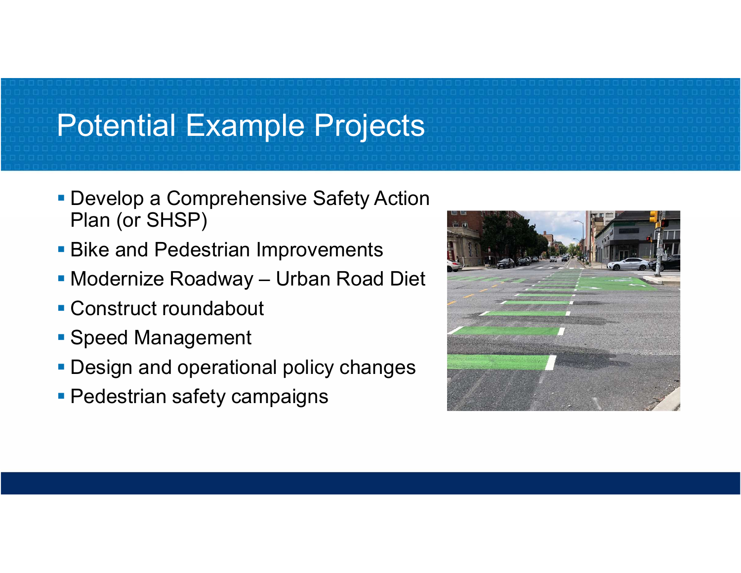# Potential Example Projects

- Develop a Comprehensive Safety Action Plan (or SHSP)
- Bike and Pedestrian Improvements
- Modernize Roadway – Urban Road Diet
- Construct roundabout
- Speed Management
- Design and operational policy changes
- Pedestrian safety campaigns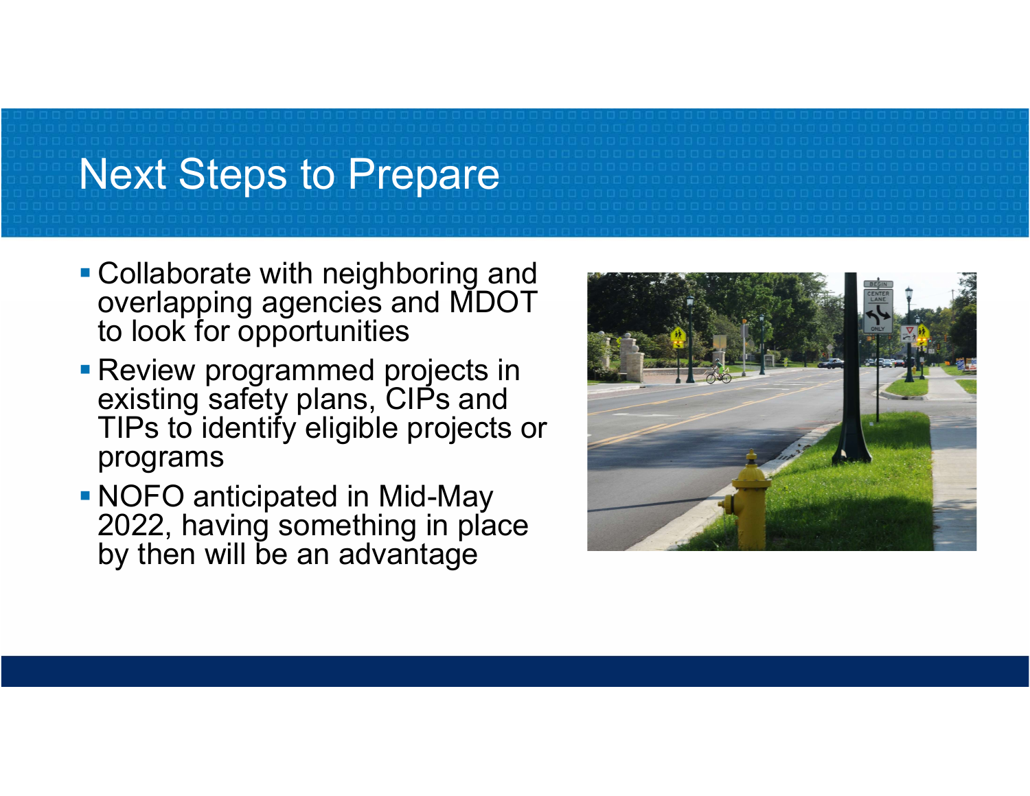# Next Steps to Prepare

- Collaborate with neighboring and overlapping agencies and MDOT to look for opportunities
- Review programmed projects in existing safety plans, CIPs and TIPs to identify eligible projects or programs
- NOFO anticipated in Mid-May 2022, having something in place by then will be an advantage